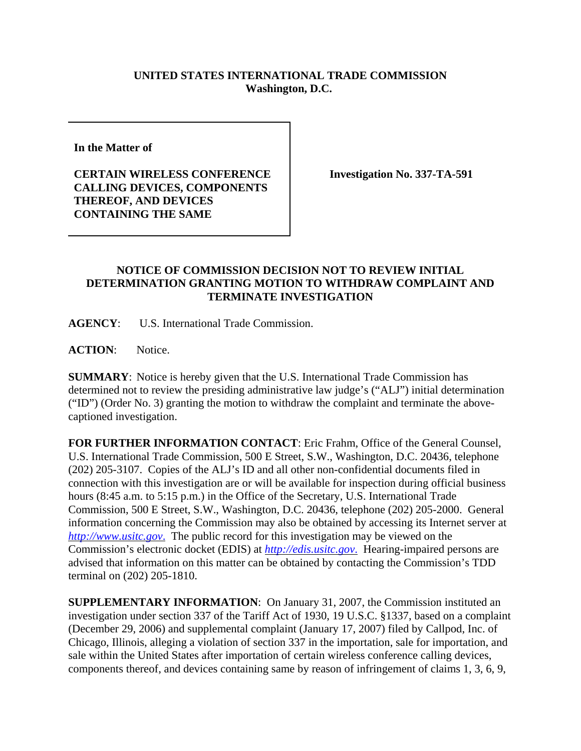**UNITED STATES INTERNATIONAL TRADE COMMISSION**
**Washington, D.C.**

| In the Matter of | |
|---|---|
| **CERTAIN WIRELESS CONFERENCE CALLING DEVICES, COMPONENTS THEREOF, AND DEVICES CONTAINING THE SAME** | **Investigation No. 337-TA-591** |

## NOTICE OF COMMISSION DECISION NOT TO REVIEW INITIAL DETERMINATION GRANTING MOTION TO WITHDRAW COMPLAINT AND TERMINATE INVESTIGATION

**AGENCY**: U.S. International Trade Commission.

**ACTION**: Notice.

**SUMMARY**: Notice is hereby given that the U.S. International Trade Commission has determined not to review the presiding administrative law judge's ("ALJ") initial determination ("ID") (Order No. 3) granting the motion to withdraw the complaint and terminate the above-captioned investigation.

**FOR FURTHER INFORMATION CONTACT**: Eric Frahm, Office of the General Counsel, U.S. International Trade Commission, 500 E Street, S.W., Washington, D.C. 20436, telephone (202) 205-3107. Copies of the ALJ's ID and all other non-confidential documents filed in connection with this investigation are or will be available for inspection during official business hours (8:45 a.m. to 5:15 p.m.) in the Office of the Secretary, U.S. International Trade Commission, 500 E Street, S.W., Washington, D.C. 20436, telephone (202) 205-2000. General information concerning the Commission may also be obtained by accessing its Internet server at *http://www.usitc.gov*. The public record for this investigation may be viewed on the Commission's electronic docket (EDIS) at *http://edis.usitc.gov*. Hearing-impaired persons are advised that information on this matter can be obtained by contacting the Commission's TDD terminal on (202) 205-1810.

**SUPPLEMENTARY INFORMATION**: On January 31, 2007, the Commission instituted an investigation under section 337 of the Tariff Act of 1930, 19 U.S.C. §1337, based on a complaint (December 29, 2006) and supplemental complaint (January 17, 2007) filed by Callpod, Inc. of Chicago, Illinois, alleging a violation of section 337 in the importation, sale for importation, and sale within the United States after importation of certain wireless conference calling devices, components thereof, and devices containing same by reason of infringement of claims 1, 3, 6, 9,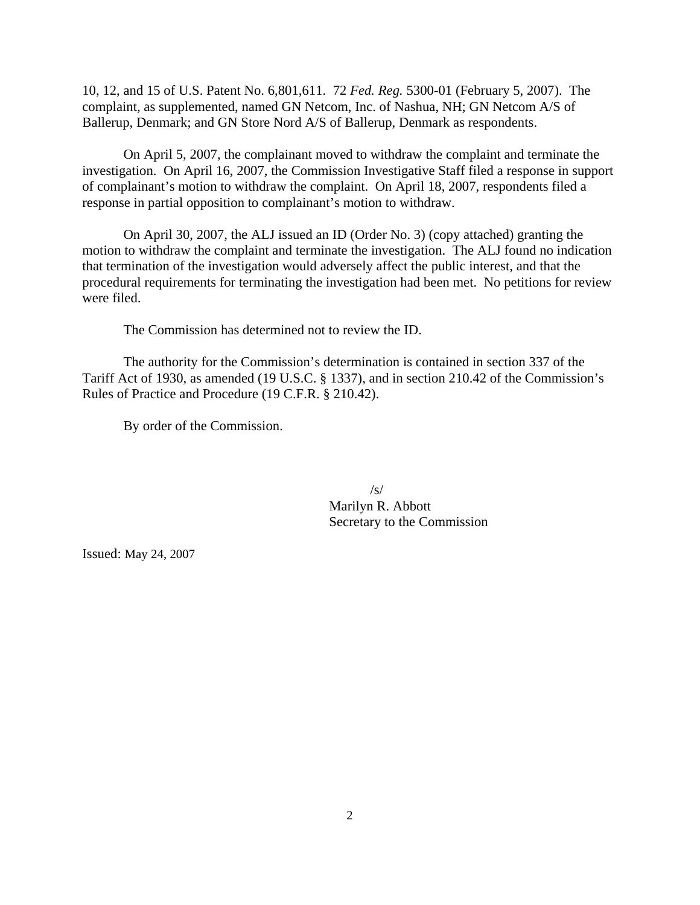10, 12, and 15 of U.S. Patent No. 6,801,611. 72 *Fed. Reg.* 5300-01 (February 5, 2007). The complaint, as supplemented, named GN Netcom, Inc. of Nashua, NH; GN Netcom A/S of Ballerup, Denmark; and GN Store Nord A/S of Ballerup, Denmark as respondents.

On April 5, 2007, the complainant moved to withdraw the complaint and terminate the investigation. On April 16, 2007, the Commission Investigative Staff filed a response in support of complainant's motion to withdraw the complaint. On April 18, 2007, respondents filed a response in partial opposition to complainant's motion to withdraw.

On April 30, 2007, the ALJ issued an ID (Order No. 3) (copy attached) granting the motion to withdraw the complaint and terminate the investigation. The ALJ found no indication that termination of the investigation would adversely affect the public interest, and that the procedural requirements for terminating the investigation had been met. No petitions for review were filed.

The Commission has determined not to review the ID.

The authority for the Commission's determination is contained in section 337 of the Tariff Act of 1930, as amended (19 U.S.C. § 1337), and in section 210.42 of the Commission's Rules of Practice and Procedure (19 C.F.R. § 210.42).

By order of the Commission.

/s/
Marilyn R. Abbott
Secretary to the Commission

Issued: May 24, 2007